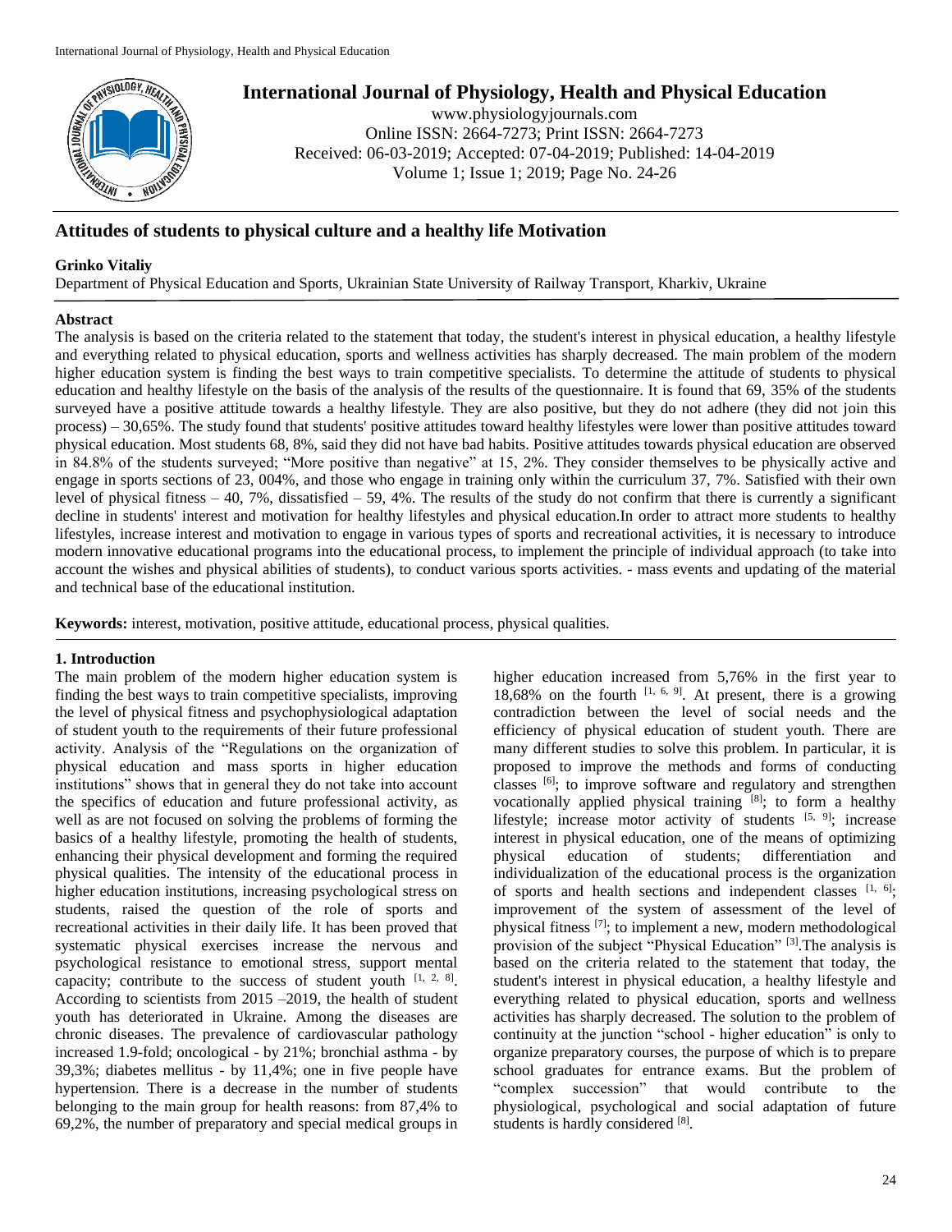# Attitudes of students to physical culture and a healthy life Motivation

**Grinko Vitaliy**

Department of Physical Education and Sports, Ukrainian State University of Railway Transport, Kharkiv, Ukraine

## Abstract

The analysis is based on the criteria related to the statement that today, the student's interest in physical education, a healthy lifestyle and everything related to physical education, sports and wellness activities has sharply decreased. The main problem of the modern higher education system is finding the best ways to train competitive specialists. To determine the attitude of students to physical education and healthy lifestyle on the basis of the analysis of the results of the questionnaire. It is found that 69, 35% of the students surveyed have a positive attitude towards a healthy lifestyle. They are also positive, but they do not adhere (they did not join this process) – 30,65%. The study found that students' positive attitudes toward healthy lifestyles were lower than positive attitudes toward physical education. Most students 68, 8%, said they did not have bad habits. Positive attitudes towards physical education are observed in 84.8% of the students surveyed; "More positive than negative" at 15, 2%. They consider themselves to be physically active and engage in sports sections of 23, 004%, and those who engage in training only within the curriculum 37, 7%. Satisfied with their own level of physical fitness – 40, 7%, dissatisfied – 59, 4%. The results of the study do not confirm that there is currently a significant decline in students' interest and motivation for healthy lifestyles and physical education.In order to attract more students to healthy lifestyles, increase interest and motivation to engage in various types of sports and recreational activities, it is necessary to introduce modern innovative educational programs into the educational process, to implement the principle of individual approach (to take into account the wishes and physical abilities of students), to conduct various sports activities. - mass events and updating of the material and technical base of the educational institution.

**Keywords:** interest, motivation, positive attitude, educational process, physical qualities.

## 1. Introduction

The main problem of the modern higher education system is finding the best ways to train competitive specialists, improving the level of physical fitness and psychophysiological adaptation of student youth to the requirements of their future professional activity. Analysis of the "Regulations on the organization of physical education and mass sports in higher education institutions" shows that in general they do not take into account the specifics of education and future professional activity, as well as are not focused on solving the problems of forming the basics of a healthy lifestyle, promoting the health of students, enhancing their physical development and forming the required physical qualities. The intensity of the educational process in higher education institutions, increasing psychological stress on students, raised the question of the role of sports and recreational activities in their daily life. It has been proved that systematic physical exercises increase the nervous and psychological resistance to emotional stress, support mental capacity; contribute to the success of student youth [1, 2, 8]. According to scientists from 2015 –2019, the health of student youth has deteriorated in Ukraine. Among the diseases are chronic diseases. The prevalence of cardiovascular pathology increased 1.9-fold; oncological - by 21%; bronchial asthma - by 39,3%; diabetes mellitus - by 11,4%; one in five people have hypertension. There is a decrease in the number of students belonging to the main group for health reasons: from 87,4% to 69,2%, the number of preparatory and special medical groups in higher education increased from 5,76% in the first year to 18,68% on the fourth [1, 6, 9]. At present, there is a growing contradiction between the level of social needs and the efficiency of physical education of student youth. There are many different studies to solve this problem. In particular, it is proposed to improve the methods and forms of conducting classes [6]; to improve software and regulatory and strengthen vocationally applied physical training [8]; to form a healthy lifestyle; increase motor activity of students [5, 9]; increase interest in physical education, one of the means of optimizing physical education of students; differentiation and individualization of the educational process is the organization of sports and health sections and independent classes [1, 6]; improvement of the system of assessment of the level of physical fitness [7]; to implement a new, modern methodological provision of the subject "Physical Education" [3].The analysis is based on the criteria related to the statement that today, the student's interest in physical education, a healthy lifestyle and everything related to physical education, sports and wellness activities has sharply decreased. The solution to the problem of continuity at the junction "school - higher education" is only to organize preparatory courses, the purpose of which is to prepare school graduates for entrance exams. But the problem of "complex succession" that would contribute to the physiological, psychological and social adaptation of future students is hardly considered [8].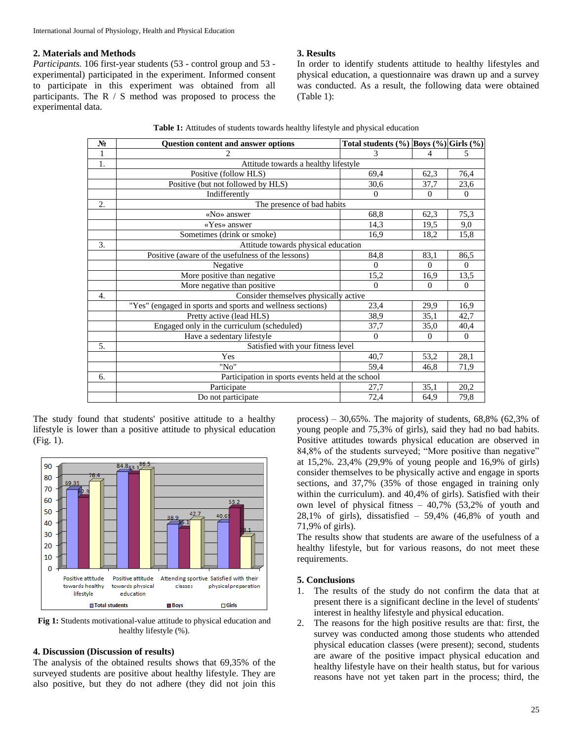## 2. Materials and Methods

*Participants.* 106 first-year students (53 - control group and 53 - experimental) participated in the experiment. Informed consent to participate in this experiment was obtained from all participants. The R / S method was proposed to process the experimental data.

## 3. Results

In order to identify students attitude to healthy lifestyles and physical education, a questionnaire was drawn up and a survey was conducted. As a result, the following data were obtained (Table 1):

**Table 1:** Attitudes of students towards healthy lifestyle and physical education

| № | Question content and answer options | Total students (%) | Boys (%) | Girls (%) |
|---|---|---|---|---|
| 1 | 2 | 3 | 4 | 5 |
| 1. | Attitude towards a healthy lifestyle | | | |
| | Positive (follow HLS) | 69,4 | 62,3 | 76,4 |
| | Positive (but not followed by HLS) | 30,6 | 37,7 | 23,6 |
| | Indifferently | 0 | 0 | 0 |
| 2. | The presence of bad habits | | | |
| | «No» answer | 68,8 | 62,3 | 75,3 |
| | «Yes» answer | 14,3 | 19,5 | 9,0 |
| | Sometimes (drink or smoke) | 16,9 | 18,2 | 15,8 |
| 3. | Attitude towards physical education | | | |
| | Positive (aware of the usefulness of the lessons) | 84,8 | 83,1 | 86,5 |
| | Negative | 0 | 0 | 0 |
| | More positive than negative | 15,2 | 16,9 | 13,5 |
| | More negative than positive | 0 | 0 | 0 |
| 4. | Consider themselves physically active | | | |
| | "Yes" (engaged in sports and sports and wellness sections) | 23,4 | 29,9 | 16,9 |
| | Pretty active (lead HLS) | 38,9 | 35,1 | 42,7 |
| | Engaged only in the curriculum (scheduled) | 37,7 | 35,0 | 40,4 |
| | Have a sedentary lifestyle | 0 | 0 | 0 |
| 5. | Satisfied with your fitness level | | | |
| | Yes | 40,7 | 53,2 | 28,1 |
| | "No" | 59,4 | 46,8 | 71,9 |
| 6. | Participation in sports events held at the school | | | |
| | Participate | 27,7 | 35,1 | 20,2 |
| | Do not participate | 72,4 | 64,9 | 79,8 |

The study found that students' positive attitude to a healthy lifestyle is lower than a positive attitude to physical education (Fig. 1).

**Fig 1:** Students motivational-value attitude to physical education and healthy lifestyle (%).

## 4. Discussion (Discussion of results)

The analysis of the obtained results shows that 69,35% of the surveyed students are positive about healthy lifestyle. They are also positive, but they do not adhere (they did not join this process) – 30,65%. The majority of students, 68,8% (62,3% of young people and 75,3% of girls), said they had no bad habits. Positive attitudes towards physical education are observed in 84,8% of the students surveyed; "More positive than negative" at 15,2%. 23,4% (29,9% of young people and 16,9% of girls) consider themselves to be physically active and engage in sports sections, and 37,7% (35% of those engaged in training only within the curriculum). and 40,4% of girls). Satisfied with their own level of physical fitness – 40,7% (53,2% of youth and 28,1% of girls), dissatisfied – 59,4% (46,8% of youth and 71,9% of girls).

The results show that students are aware of the usefulness of a healthy lifestyle, but for various reasons, do not meet these requirements.

## 5. Conclusions

1. The results of the study do not confirm the data that at present there is a significant decline in the level of students' interest in healthy lifestyle and physical education.
2. The reasons for the high positive results are that: first, the survey was conducted among those students who attended physical education classes (were present); second, students are aware of the positive impact physical education and healthy lifestyle have on their health status, but for various reasons have not yet taken part in the process; third, the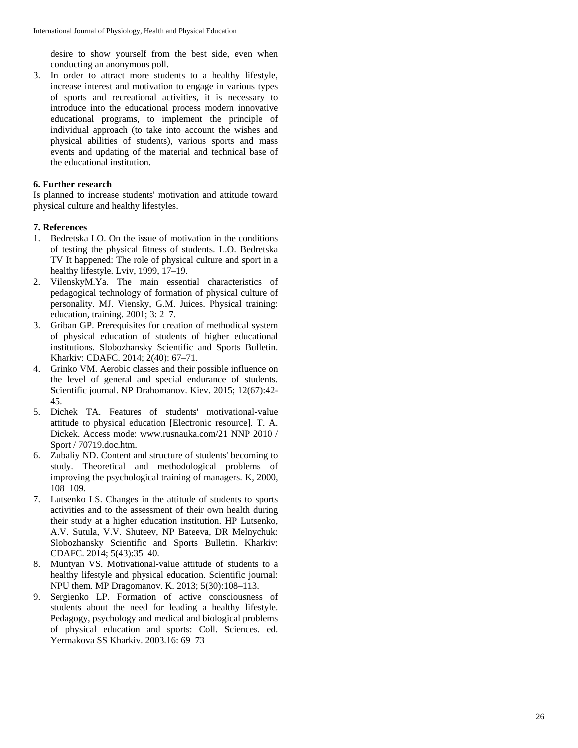desire to show yourself from the best side, even when conducting an anonymous poll.

3. In order to attract more students to a healthy lifestyle, increase interest and motivation to engage in various types of sports and recreational activities, it is necessary to introduce into the educational process modern innovative educational programs, to implement the principle of individual approach (to take into account the wishes and physical abilities of students), various sports and mass events and updating of the material and technical base of the educational institution.

## 6. Further research

Is planned to increase students' motivation and attitude toward physical culture and healthy lifestyles.

## 7. References

1. Bedretska LO. On the issue of motivation in the conditions of testing the physical fitness of students. L.O. Bedretska TV It happened: The role of physical culture and sport in a healthy lifestyle. Lviv, 1999, 17–19.
2. VilenskyM.Ya. The main essential characteristics of pedagogical technology of formation of physical culture of personality. MJ. Viensky, G.M. Juices. Physical training: education, training. 2001; 3: 2–7.
3. Griban GP. Prerequisites for creation of methodical system of physical education of students of higher educational institutions. Slobozhansky Scientific and Sports Bulletin. Kharkiv: CDAFC. 2014; 2(40): 67–71.
4. Grinko VM. Aerobic classes and their possible influence on the level of general and special endurance of students. Scientific journal. NP Drahomanov. Kiev. 2015; 12(67):42-45.
5. Dichek TA. Features of students' motivational-value attitude to physical education [Electronic resource]. T. A. Dickek. Access mode: www.rusnauka.com/21 NNP 2010 / Sport / 70719.doc.htm.
6. Zubaliy ND. Content and structure of students' becoming to study. Theoretical and methodological problems of improving the psychological training of managers. K, 2000, 108–109.
7. Lutsenko LS. Changes in the attitude of students to sports activities and to the assessment of their own health during their study at a higher education institution. HP Lutsenko, A.V. Sutula, V.V. Shuteev, NP Bateeva, DR Melnychuk: Slobozhansky Scientific and Sports Bulletin. Kharkiv: CDAFC. 2014; 5(43):35–40.
8. Muntyan VS. Motivational-value attitude of students to a healthy lifestyle and physical education. Scientific journal: NPU them. MP Dragomanov. K. 2013; 5(30):108–113.
9. Sergienko LP. Formation of active consciousness of students about the need for leading a healthy lifestyle. Pedagogy, psychology and medical and biological problems of physical education and sports: Coll. Sciences. ed. Yermakova SS Kharkiv. 2003.16: 69–73